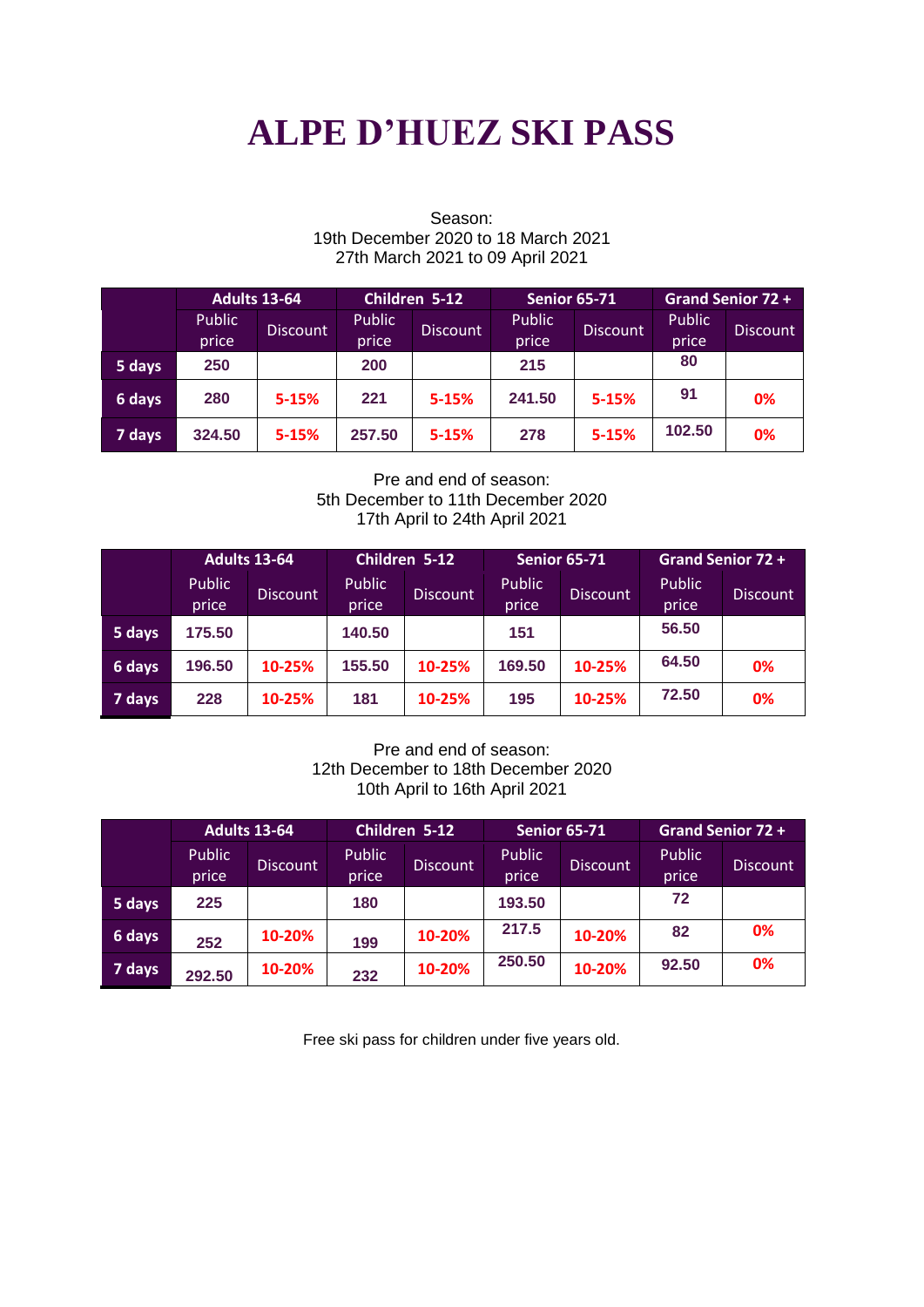# ALPE D'HUEZ SKI PASS

Season:
19th December 2020 to 18 March 2021
27th March 2021 to 09 April 2021

| | Adults 13-64 | | Children 5-12 | | Senior 65-71 | | Grand Senior 72 + | |
|---|---|---|---|---|---|---|---|---|
| | Public price | Discount | Public price | Discount | Public price | Discount | Public price | Discount |
| 5 days | 250 | | 200 | | 215 | | 80 | |
| 6 days | 280 | 5-15% | 221 | 5-15% | 241.50 | 5-15% | 91 | 0% |
| 7 days | 324.50 | 5-15% | 257.50 | 5-15% | 278 | 5-15% | 102.50 | 0% |

Pre and end of season:
5th December to 11th December 2020
17th April to 24th April 2021

| | Adults 13-64 | | Children 5-12 | | Senior 65-71 | | Grand Senior 72 + | |
|---|---|---|---|---|---|---|---|---|
| | Public price | Discount | Public price | Discount | Public price | Discount | Public price | Discount |
| 5 days | 175.50 | | 140.50 | | 151 | | 56.50 | |
| 6 days | 196.50 | 10-25% | 155.50 | 10-25% | 169.50 | 10-25% | 64.50 | 0% |
| 7 days | 228 | 10-25% | 181 | 10-25% | 195 | 10-25% | 72.50 | 0% |

Pre and end of season:
12th December to 18th December 2020
10th April to 16th April 2021

| | Adults 13-64 | | Children 5-12 | | Senior 65-71 | | Grand Senior 72 + | |
|---|---|---|---|---|---|---|---|---|
| | Public price | Discount | Public price | Discount | Public price | Discount | Public price | Discount |
| 5 days | 225 | | 180 | | 193.50 | | 72 | |
| 6 days | 252 | 10-20% | 199 | 10-20% | 217.5 | 10-20% | 82 | 0% |
| 7 days | 292.50 | 10-20% | 232 | 10-20% | 250.50 | 10-20% | 92.50 | 0% |

Free ski pass for children under five years old.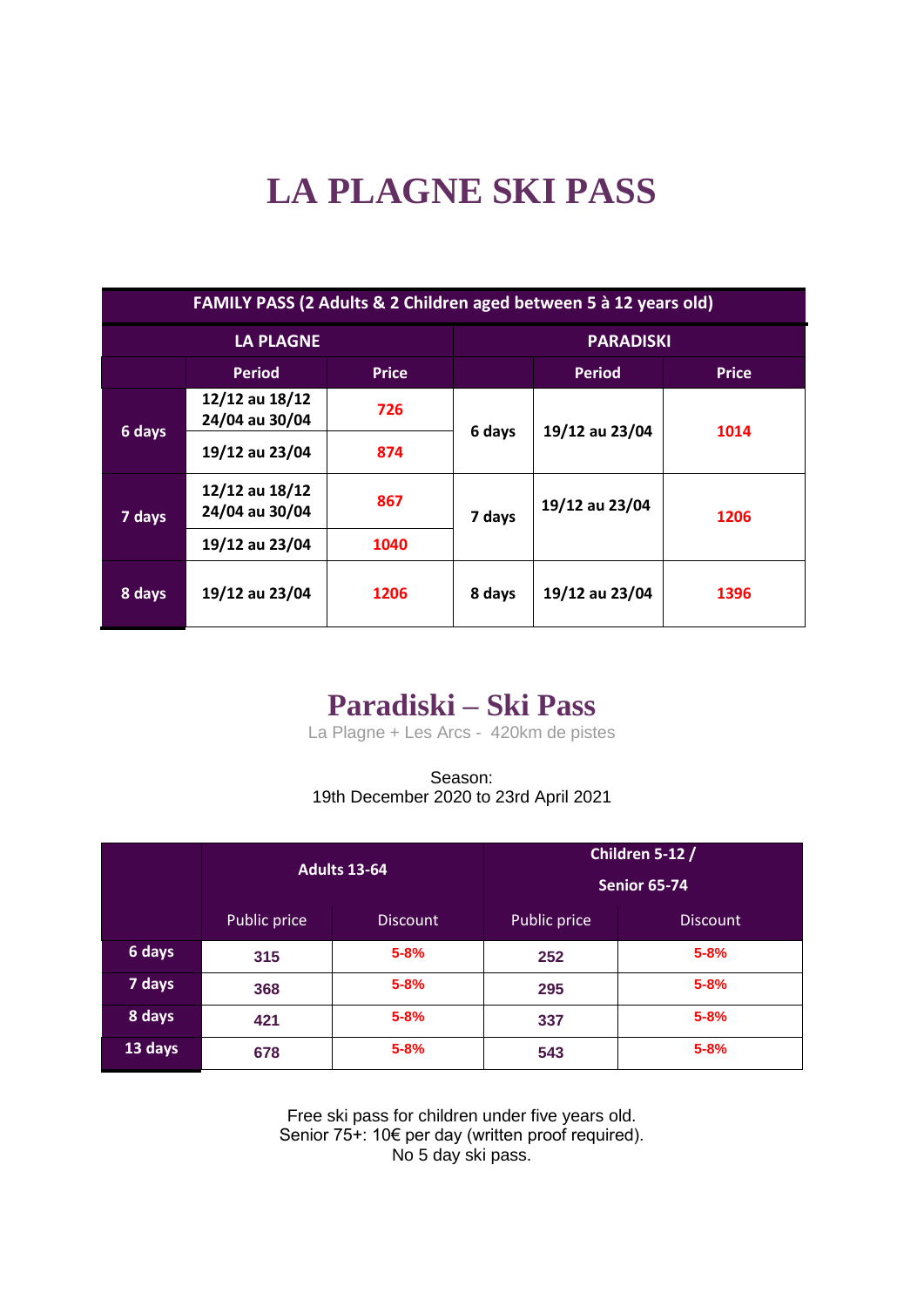# LA PLAGNE SKI PASS

| FAMILY PASS (2 Adults & 2 Children aged between 5 à 12 years old) | | | | | |
|---|---|---|---|---|---|
| LA PLAGNE | | | PARADISKI | | |
| | Period | Price | | Period | Price |
| 6 days | 12/12 au 18/12<br>24/04 au 30/04 | 726 | 6 days | 19/12 au 23/04 | 1014 |
| | 19/12 au 23/04 | 874 | | | |
| 7 days | 12/12 au 18/12<br>24/04 au 30/04 | 867 | 7 days | 19/12 au 23/04 | 1206 |
| | 19/12 au 23/04 | 1040 | | | |
| 8 days | 19/12 au 23/04 | 1206 | 8 days | 19/12 au 23/04 | 1396 |

## Paradiski – Ski Pass

La Plagne + Les Arcs - 420km de pistes

Season:
19th December 2020 to 23rd April 2021

| | Adults 13-64 | | Children 5-12 / Senior 65-74 | |
|---|---|---|---|---|
| | Public price | Discount | Public price | Discount |
| 6 days | 315 | 5-8% | 252 | 5-8% |
| 7 days | 368 | 5-8% | 295 | 5-8% |
| 8 days | 421 | 5-8% | 337 | 5-8% |
| 13 days | 678 | 5-8% | 543 | 5-8% |

Free ski pass for children under five years old.
Senior 75+: 10€ per day (written proof required).
No 5 day ski pass.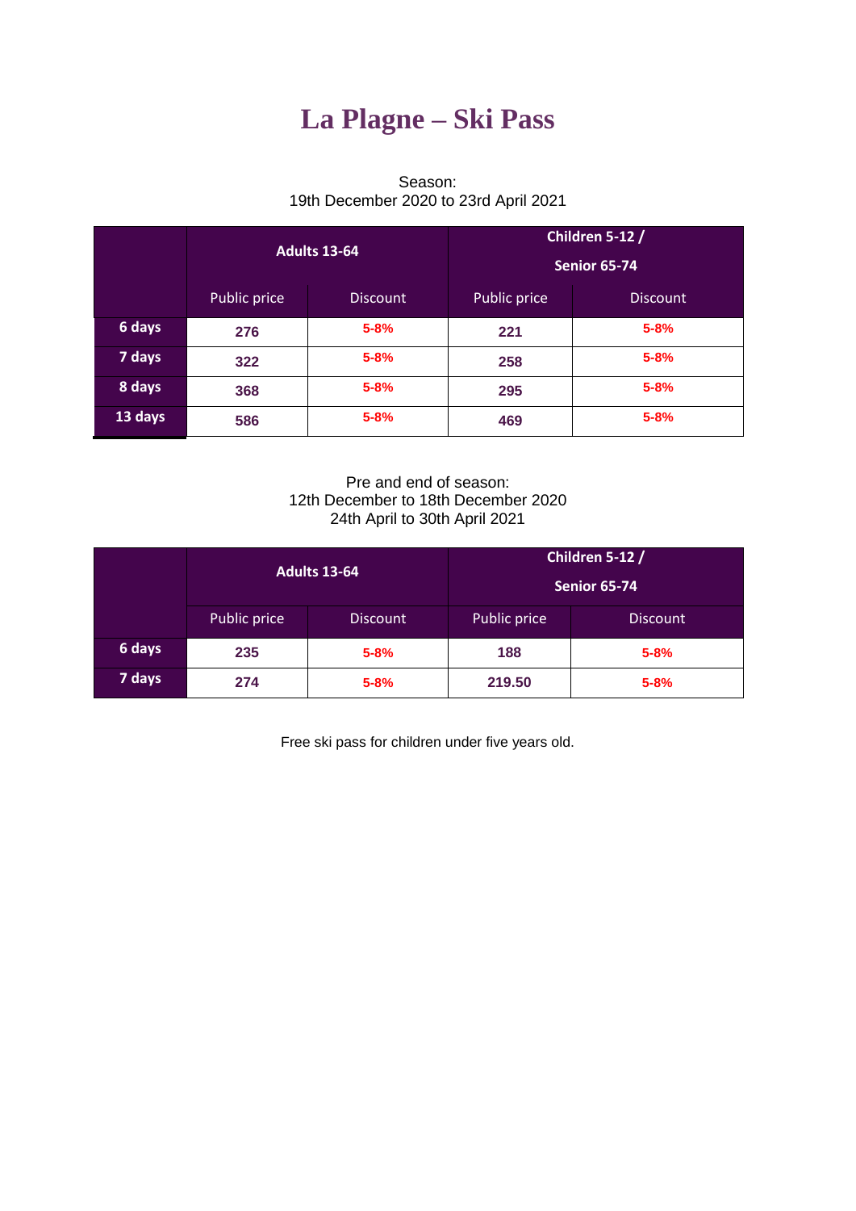# La Plagne – Ski Pass

Season:
19th December 2020 to 23rd April 2021

| | Adults 13-64 | | Children 5-12 / Senior 65-74 | |
|---|---|---|---|---|
| | Public price | Discount | Public price | Discount |
| 6 days | 276 | 5-8% | 221 | 5-8% |
| 7 days | 322 | 5-8% | 258 | 5-8% |
| 8 days | 368 | 5-8% | 295 | 5-8% |
| 13 days | 586 | 5-8% | 469 | 5-8% |

Pre and end of season:
12th December to 18th December 2020
24th April to 30th April 2021

| | Adults 13-64 | | Children 5-12 / Senior 65-74 | |
|---|---|---|---|---|
| | Public price | Discount | Public price | Discount |
| 6 days | 235 | 5-8% | 188 | 5-8% |
| 7 days | 274 | 5-8% | 219.50 | 5-8% |

Free ski pass for children under five years old.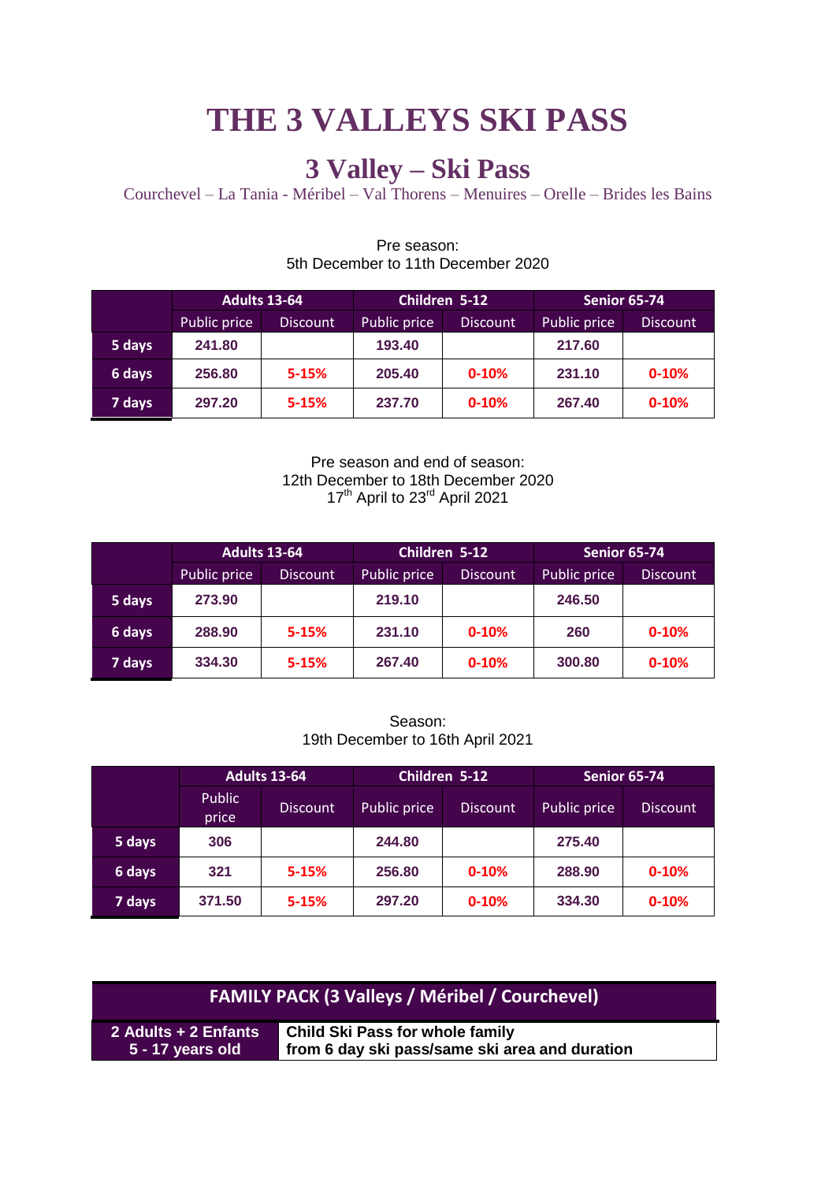# THE 3 VALLEYS SKI PASS

## 3 Valley – Ski Pass

Courchevel – La Tania - Méribel – Val Thorens – Menuires – Orelle – Brides les Bains

Pre season:
5th December to 11th December 2020

| | Adults 13-64 | | Children 5-12 | | Senior 65-74 | |
|---|---|---|---|---|---|---|
| | Public price | Discount | Public price | Discount | Public price | Discount |
| **5 days** | **241.80** | | **193.40** | | **217.60** | |
| **6 days** | **256.80** | **5-15%** | **205.40** | **0-10%** | **231.10** | **0-10%** |
| **7 days** | **297.20** | **5-15%** | **237.70** | **0-10%** | **267.40** | **0-10%** |

Pre season and end of season:
12th December to 18th December 2020
17th April to 23rd April 2021

| | Adults 13-64 | | Children 5-12 | | Senior 65-74 | |
|---|---|---|---|---|---|---|
| | Public price | Discount | Public price | Discount | Public price | Discount |
| **5 days** | **273.90** | | **219.10** | | **246.50** | |
| **6 days** | **288.90** | **5-15%** | **231.10** | **0-10%** | **260** | **0-10%** |
| **7 days** | **334.30** | **5-15%** | **267.40** | **0-10%** | **300.80** | **0-10%** |

Season:
19th December to 16th April 2021

| | Adults 13-64 | | Children 5-12 | | Senior 65-74 | |
|---|---|---|---|---|---|---|
| | Public price | Discount | Public price | Discount | Public price | Discount |
| **5 days** | **306** | | **244.80** | | **275.40** | |
| **6 days** | **321** | **5-15%** | **256.80** | **0-10%** | **288.90** | **0-10%** |
| **7 days** | **371.50** | **5-15%** | **297.20** | **0-10%** | **334.30** | **0-10%** |

| FAMILY PACK (3 Valleys / Méribel / Courchevel) | |
|---|---|
| **2 Adults + 2 Enfants 5 - 17 years old** | **Child Ski Pass for whole family from 6 day ski pass/same ski area and duration** |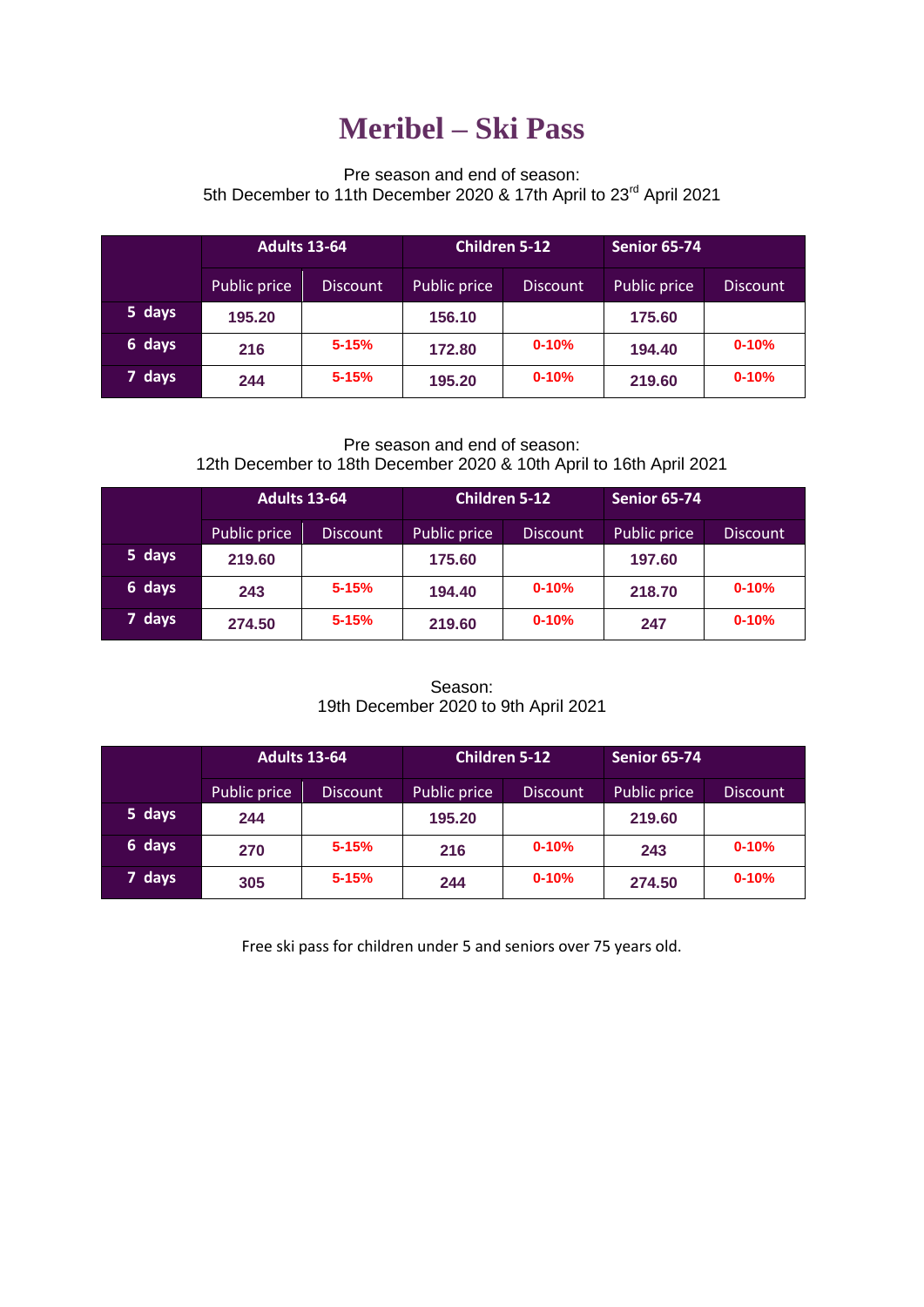# Meribel – Ski Pass

Pre season and end of season:
5th December to 11th December 2020 & 17th April to 23rd April 2021

| | Adults 13-64 | | Children 5-12 | | Senior 65-74 | |
|---|---|---|---|---|---|---|
| | Public price | Discount | Public price | Discount | Public price | Discount |
| 5 days | 195.20 | | 156.10 | | 175.60 | |
| 6 days | 216 | 5-15% | 172.80 | 0-10% | 194.40 | 0-10% |
| 7 days | 244 | 5-15% | 195.20 | 0-10% | 219.60 | 0-10% |

Pre season and end of season:
12th December to 18th December 2020 & 10th April to 16th April 2021

| | Adults 13-64 | | Children 5-12 | | Senior 65-74 | |
|---|---|---|---|---|---|---|
| | Public price | Discount | Public price | Discount | Public price | Discount |
| 5 days | 219.60 | | 175.60 | | 197.60 | |
| 6 days | 243 | 5-15% | 194.40 | 0-10% | 218.70 | 0-10% |
| 7 days | 274.50 | 5-15% | 219.60 | 0-10% | 247 | 0-10% |

Season:
19th December 2020 to 9th April 2021

| | Adults 13-64 | | Children 5-12 | | Senior 65-74 | |
|---|---|---|---|---|---|---|
| | Public price | Discount | Public price | Discount | Public price | Discount |
| 5 days | 244 | | 195.20 | | 219.60 | |
| 6 days | 270 | 5-15% | 216 | 0-10% | 243 | 0-10% |
| 7 days | 305 | 5-15% | 244 | 0-10% | 274.50 | 0-10% |

Free ski pass for children under 5 and seniors over 75 years old.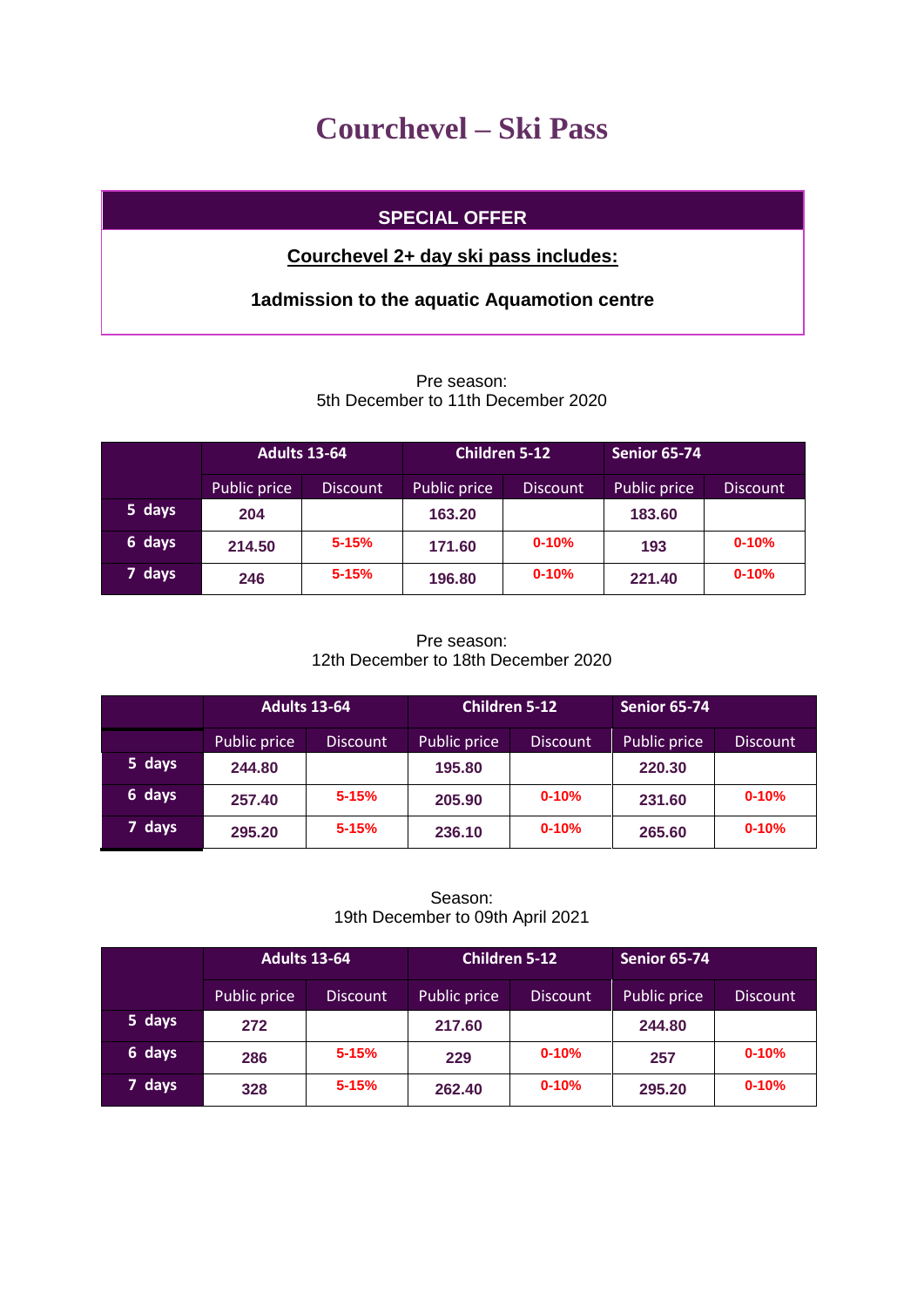# Courchevel – Ski Pass

**SPECIAL OFFER**

**Courchevel 2+ day ski pass includes:**

**1admission to the aquatic Aquamotion centre**

Pre season:
5th December to 11th December 2020

| | Adults 13-64 | | Children 5-12 | | Senior 65-74 | |
|---|---|---|---|---|---|---|
| | Public price | Discount | Public price | Discount | Public price | Discount |
| 5 days | 204 | | 163.20 | | 183.60 | |
| 6 days | 214.50 | 5-15% | 171.60 | 0-10% | 193 | 0-10% |
| 7 days | 246 | 5-15% | 196.80 | 0-10% | 221.40 | 0-10% |

Pre season:
12th December to 18th December 2020

| | Adults 13-64 | | Children 5-12 | | Senior 65-74 | |
|---|---|---|---|---|---|---|
| | Public price | Discount | Public price | Discount | Public price | Discount |
| 5 days | 244.80 | | 195.80 | | 220.30 | |
| 6 days | 257.40 | 5-15% | 205.90 | 0-10% | 231.60 | 0-10% |
| 7 days | 295.20 | 5-15% | 236.10 | 0-10% | 265.60 | 0-10% |

Season:
19th December to 09th April 2021

| | Adults 13-64 | | Children 5-12 | | Senior 65-74 | |
|---|---|---|---|---|---|---|
| | Public price | Discount | Public price | Discount | Public price | Discount |
| 5 days | 272 | | 217.60 | | 244.80 | |
| 6 days | 286 | 5-15% | 229 | 0-10% | 257 | 0-10% |
| 7 days | 328 | 5-15% | 262.40 | 0-10% | 295.20 | 0-10% |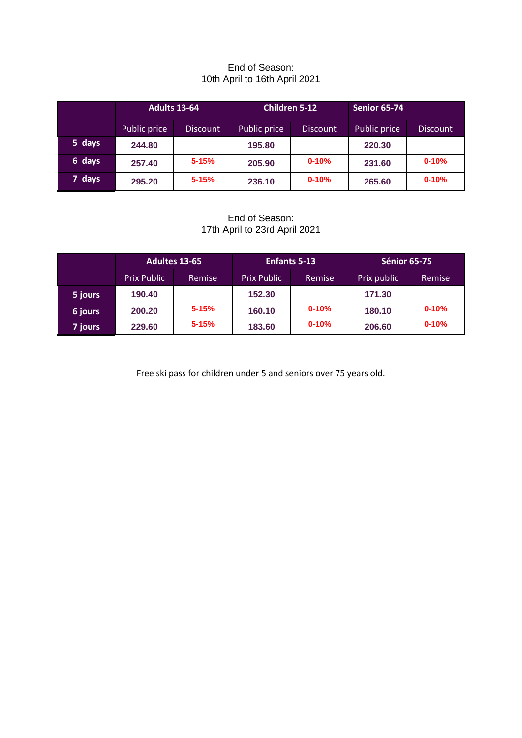End of Season:
10th April to 16th April 2021

| | Adults 13-64 | | Children 5-12 | | Senior 65-74 | |
|---|---|---|---|---|---|---|
| | Public price | Discount | Public price | Discount | Public price | Discount |
| 5 days | 244.80 | | 195.80 | | 220.30 | |
| 6 days | 257.40 | 5-15% | 205.90 | 0-10% | 231.60 | 0-10% |
| 7 days | 295.20 | 5-15% | 236.10 | 0-10% | 265.60 | 0-10% |

End of Season:
17th April to 23rd April 2021

| | Adultes 13-65 | | Enfants 5-13 | | Sénior 65-75 | |
|---|---|---|---|---|---|---|
| | Prix Public | Remise | Prix Public | Remise | Prix public | Remise |
| 5 jours | 190.40 | | 152.30 | | 171.30 | |
| 6 jours | 200.20 | 5-15% | 160.10 | 0-10% | 180.10 | 0-10% |
| 7 jours | 229.60 | 5-15% | 183.60 | 0-10% | 206.60 | 0-10% |

Free ski pass for children under 5 and seniors over 75 years old.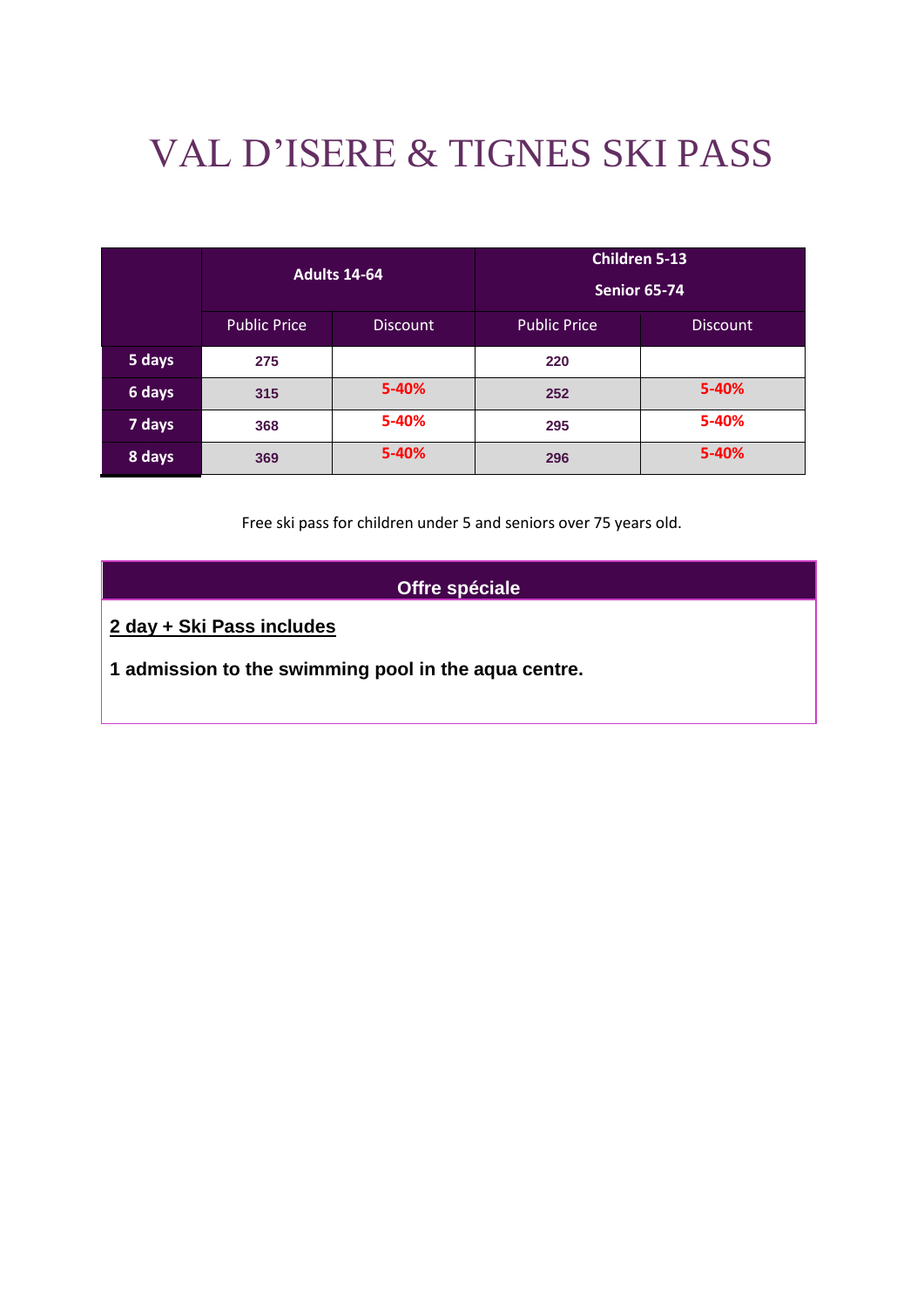# VAL D'ISERE & TIGNES SKI PASS

| | Adults 14-64 | | Children 5-13 Senior 65-74 | |
|---|---|---|---|---|
| | Public Price | Discount | Public Price | Discount |
| 5 days | 275 | | 220 | |
| 6 days | 315 | 5-40% | 252 | 5-40% |
| 7 days | 368 | 5-40% | 295 | 5-40% |
| 8 days | 369 | 5-40% | 296 | 5-40% |

Free ski pass for children under 5 and seniors over 75 years old.

**Offre spéciale**

**2 day + Ski Pass includes**

**1 admission to the swimming pool in the aqua centre.**